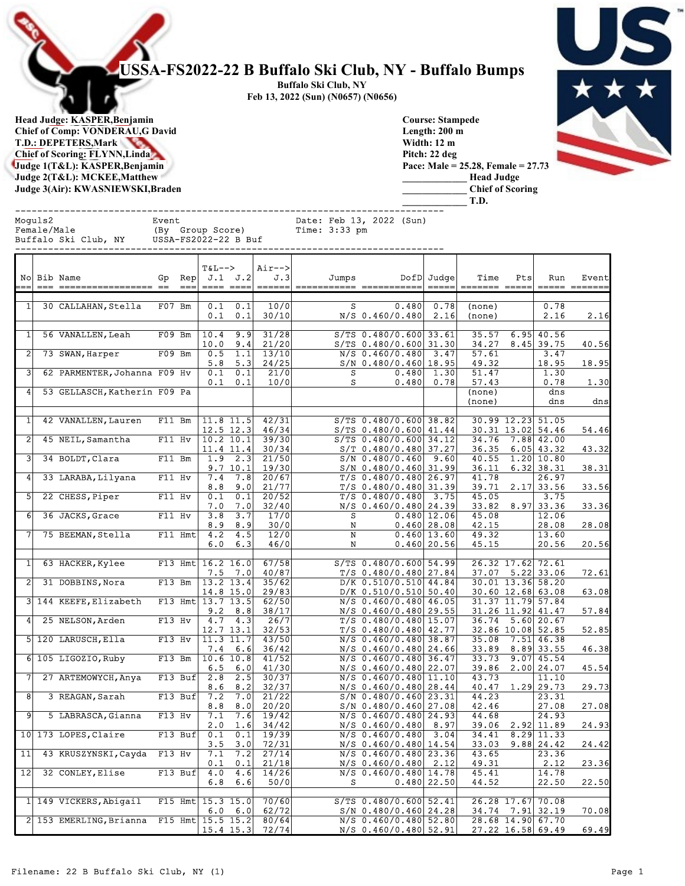# USSA-FS2022-22 B Buffalo Ski Club, NY - Buffalo Bumps

**Buffalo Ski Club, NY**
**Feb 13, 2022 (Sun) (N0657) (N0656)**

**Head Judge: KASPER,Benjamin**
**Chief of Comp: VONDERAU,G David**
**T.D.: DEPETERS,Mark**
**Chief of Scoring: FLYNN,Linda**
**Judge 1(T&L): KASPER,Benjamin**
**Judge 2(T&L): MCKEE,Matthew**
**Judge 3(Air): KWASNIEWSKI,Braden**

**Course: Stampede**
**Length: 200 m**
**Width: 12 m**
**Pitch: 22 deg**
**Pace: Male = 25.28, Female = 27.73**
**____________ Head Judge**
**____________ Chief of Scoring**
**____________ T.D.**

```
Moguls2                Event                          Date: Feb 13, 2022 (Sun)
Female/Male            (By  Group Score)              Time: 3:33 pm
Buffalo Ski Club, NY   USSA-FS2022-22 B Buf
```

| No | Bib | Name | Gp | Rep | T&L--> J.1 | J.2 | Air--> J.3 | Jumps | DofD | Judge | Time | Pts | Run | Event |
|---|---|---|---|---|---|---|---|---|---|---|---|---|---|---|
| 1 | 30 | CALLAHAN,Stella | F07 | Bm | 0.1 | 0.1 | 10/0 | S | 0.480 | 0.78 | (none) | | 0.78 | |
| | | | | | 0.1 | 0.1 | 30/10 | N/S | 0.460/0.480 | 2.16 | (none) | | 2.16 | 2.16 |
| 1 | 56 | VANALLEN,Leah | F09 | Bm | 10.4 | 9.9 | 31/28 | S/TS | 0.480/0.600 | 33.61 | 35.57 | 6.95 | 40.56 | |
| | | | | | 10.0 | 9.4 | 21/20 | S/TS | 0.480/0.600 | 31.30 | 34.27 | 8.45 | 39.75 | 40.56 |
| 2 | 73 | SWAN,Harper | F09 | Bm | 0.5 | 1.1 | 13/10 | N/S | 0.460/0.480 | 3.47 | 57.61 | | 3.47 | |
| | | | | | 5.8 | 5.3 | 24/25 | S/N | 0.480/0.460 | 18.95 | 49.32 | | 18.95 | 18.95 |
| 3 | 62 | PARMENTER,Johanna | F09 | Hv | 0.1 | 0.1 | 21/0 | S | 0.480 | 1.30 | 51.47 | | 1.30 | |
| | | | | | 0.1 | 0.1 | 10/0 | S | 0.480 | 0.78 | 57.43 | | 0.78 | 1.30 |
| 4 | 53 | GELLASCH,Katherin | F09 | Pa | | | | | | | (none) | | dns | |
| | | | | | | | | | | | (none) | | dns | dns |
| 1 | 42 | VANALLEN,Lauren | F11 | Bm | 11.8 | 11.5 | 42/31 | S/TS | 0.480/0.600 | 38.82 | 30.99 | 12.23 | 51.05 | |
| | | | | | 12.5 | 12.3 | 46/34 | S/TS | 0.480/0.600 | 41.44 | 30.31 | 13.02 | 54.46 | 54.46 |
| 2 | 45 | NEIL,Samantha | F11 | Hv | 10.2 | 10.1 | 39/30 | S/TS | 0.480/0.600 | 34.12 | 34.76 | 7.88 | 42.00 | |
| | | | | | 11.4 | 11.4 | 30/34 | S/T | 0.480/0.480 | 37.27 | 36.35 | 6.05 | 43.32 | 43.32 |
| 3 | 34 | BOLDT,Clara | F11 | Bm | 1.9 | 2.3 | 21/50 | S/N | 0.480/0.460 | 9.60 | 40.55 | 1.20 | 10.80 | |
| | | | | | 9.7 | 10.1 | 19/30 | S/N | 0.480/0.460 | 31.99 | 36.11 | 6.32 | 38.31 | 38.31 |
| 4 | 33 | LARABA,Lilyana | F11 | Hv | 7.4 | 7.8 | 20/67 | T/S | 0.480/0.480 | 26.97 | 41.78 | | 26.97 | |
| | | | | | 8.8 | 9.0 | 21/77 | T/S | 0.480/0.480 | 31.39 | 39.71 | 2.17 | 33.56 | 33.56 |
| 5 | 22 | CHESS,Piper | F11 | Hv | 0.1 | 0.1 | 20/52 | T/S | 0.480/0.480 | 3.75 | 45.05 | | 3.75 | |
| | | | | | 7.0 | 7.0 | 32/40 | N/S | 0.460/0.480 | 24.39 | 33.82 | 8.97 | 33.36 | 33.36 |
| 6 | 36 | JACKS,Grace | F11 | Hv | 3.8 | 3.7 | 17/0 | S | 0.480 | 12.06 | 45.08 | | 12.06 | |
| | | | | | 8.9 | 8.9 | 30/0 | N | 0.460 | 28.08 | 42.15 | | 28.08 | 28.08 |
| 7 | 75 | BEEMAN,Stella | F11 | Hmt | 4.2 | 4.5 | 12/0 | N | 0.460 | 13.60 | 49.32 | | 13.60 | |
| | | | | | 6.0 | 6.3 | 46/0 | N | 0.460 | 20.56 | 45.15 | | 20.56 | 20.56 |
| 1 | 63 | HACKER,Kylee | F13 | Hmt | 16.2 | 16.0 | 67/58 | S/TS | 0.480/0.600 | 54.99 | 26.32 | 17.62 | 72.61 | |
| | | | | | 7.5 | 7.0 | 40/87 | T/S | 0.480/0.480 | 27.84 | 37.07 | 5.22 | 33.06 | 72.61 |
| 2 | 31 | DOBBINS,Nora | F13 | Bm | 13.2 | 13.4 | 35/62 | D/K | 0.510/0.510 | 44.84 | 30.01 | 13.36 | 58.20 | |
| | | | | | 14.8 | 15.0 | 29/83 | D/K | 0.510/0.510 | 50.40 | 30.60 | 12.68 | 63.08 | 63.08 |
| 3 | 144 | KEEFE,Elizabeth | F13 | Hmt | 13.7 | 13.5 | 62/50 | N/S | 0.460/0.480 | 46.05 | 31.37 | 11.79 | 57.84 | |
| | | | | | 9.2 | 8.8 | 38/17 | N/S | 0.460/0.480 | 29.55 | 31.26 | 11.92 | 41.47 | 57.84 |
| 4 | 25 | NELSON,Arden | F13 | Hv | 4.7 | 4.3 | 26/7 | T/S | 0.480/0.480 | 15.07 | 36.74 | 5.60 | 20.67 | |
| | | | | | 12.7 | 13.1 | 32/53 | T/S | 0.480/0.480 | 42.77 | 32.86 | 10.08 | 52.85 | 52.85 |
| 5 | 120 | LARUSCH,Ella | F13 | Hv | 11.3 | 11.7 | 43/50 | N/S | 0.460/0.480 | 38.87 | 35.08 | 7.51 | 46.38 | |
| | | | | | 7.4 | 6.6 | 36/42 | N/S | 0.460/0.480 | 24.66 | 33.89 | 8.89 | 33.55 | 46.38 |
| 6 | 105 | LIGOZIO,Ruby | F13 | Bm | 10.6 | 10.8 | 41/52 | N/S | 0.460/0.480 | 36.47 | 33.73 | 9.07 | 45.54 | |
| | | | | | 6.5 | 6.0 | 41/30 | N/S | 0.460/0.480 | 22.07 | 39.86 | 2.00 | 24.07 | 45.54 |
| 7 | 27 | ARTEMOWYCH,Anya | F13 | Buf | 2.8 | 2.5 | 30/37 | N/S | 0.460/0.480 | 11.10 | 43.73 | | 11.10 | |
| | | | | | 8.6 | 8.2 | 32/37 | N/S | 0.460/0.480 | 28.44 | 40.47 | 1.29 | 29.73 | 29.73 |
| 8 | 3 | REAGAN,Sarah | F13 | Buf | 7.2 | 7.0 | 21/22 | S/N | 0.480/0.460 | 23.31 | 44.23 | | 23.31 | |
| | | | | | 8.8 | 8.0 | 20/20 | S/N | 0.480/0.460 | 27.08 | 42.46 | | 27.08 | 27.08 |
| 9 | 5 | LABRASCA,Gianna | F13 | Hv | 7.1 | 7.6 | 19/42 | N/S | 0.460/0.480 | 24.93 | 44.68 | | 24.93 | |
| | | | | | 2.0 | 1.6 | 34/42 | N/S | 0.460/0.480 | 8.97 | 39.06 | 2.92 | 11.89 | 24.93 |
| 10 | 173 | LOPES,Claire | F13 | Buf | 0.1 | 0.1 | 19/39 | N/S | 0.460/0.480 | 3.04 | 34.41 | 8.29 | 11.33 | |
| | | | | | 3.5 | 3.0 | 72/31 | N/S | 0.460/0.480 | 14.54 | 33.03 | 9.88 | 24.42 | 24.42 |
| 11 | 43 | KRUSZYNSKI,Cayda | F13 | Hv | 7.1 | 7.2 | 27/14 | N/S | 0.460/0.480 | 23.36 | 43.65 | | 23.36 | |
| | | | | | 0.1 | 0.1 | 21/18 | N/S | 0.460/0.480 | 2.12 | 49.31 | | 2.12 | 23.36 |
| 12 | 32 | CONLEY,Elise | F13 | Buf | 4.0 | 4.6 | 14/26 | N/S | 0.460/0.480 | 14.78 | 45.41 | | 14.78 | |
| | | | | | 6.8 | 6.6 | 50/0 | S | 0.480 | 22.50 | 44.52 | | 22.50 | 22.50 |
| 1 | 149 | VICKERS,Abigail | F15 | Hmt | 15.3 | 15.0 | 70/60 | S/TS | 0.480/0.600 | 52.41 | 26.28 | 17.67 | 70.08 | |
| | | | | | 6.0 | 6.0 | 62/72 | S/N | 0.480/0.460 | 24.28 | 34.74 | 7.91 | 32.19 | 70.08 |
| 2 | 153 | EMERLING,Brianna | F15 | Hmt | 15.5 | 15.2 | 80/64 | N/S | 0.460/0.480 | 52.80 | 28.68 | 14.90 | 67.70 | |
| | | | | | 15.4 | 15.3 | 72/74 | N/S | 0.460/0.480 | 52.91 | 27.22 | 16.58 | 69.49 | 69.49 |

Filename: 22 B Buffalo Ski Club, NY (1)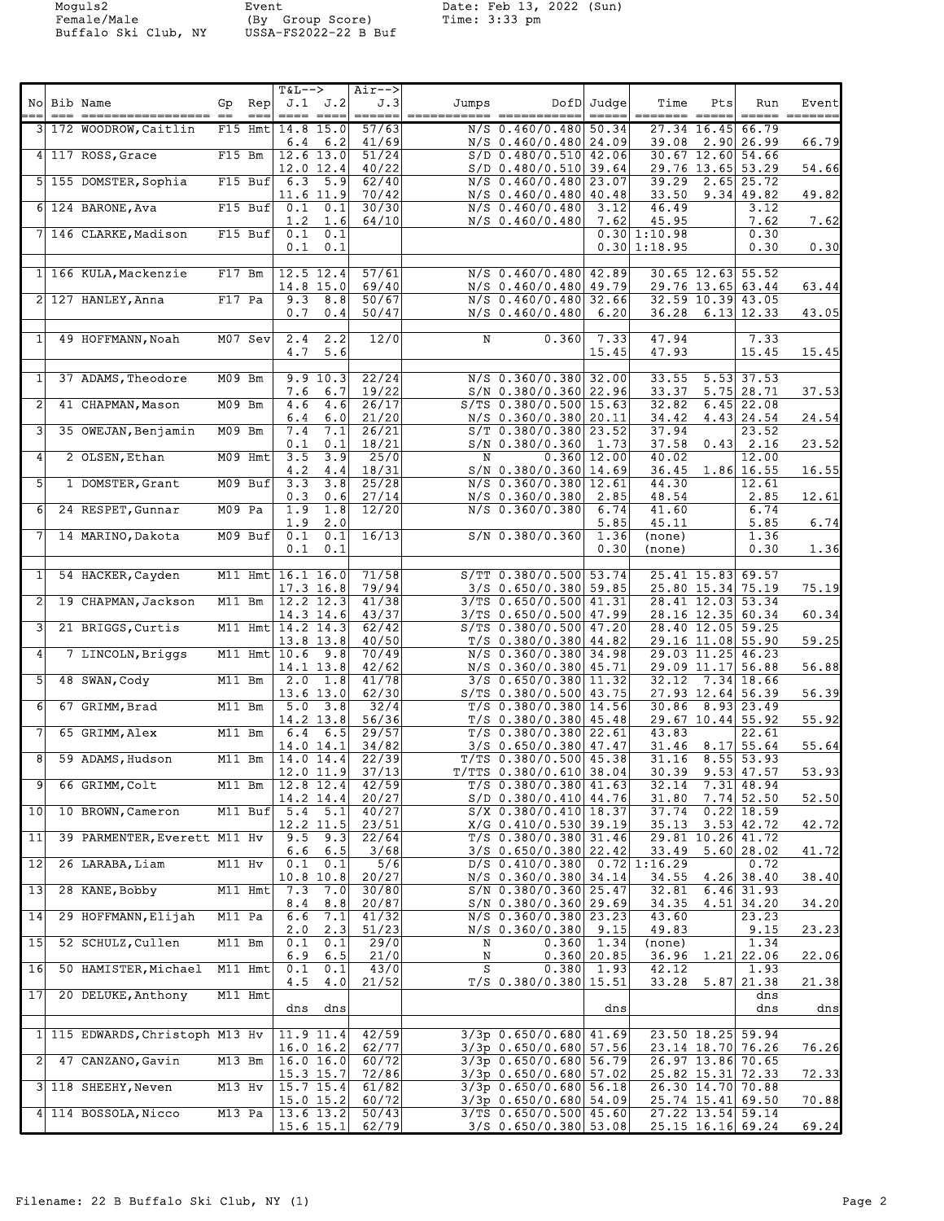Moguls2
Female/Male
Buffalo Ski Club, NY

Event
(By Group Score)
USSA-FS2022-22 B Buf

Date: Feb 13, 2022 (Sun)
Time: 3:33 pm

| No | Bib | Name | Gp | Rep | T&L--> J.1 | J.2 | Air--> J.3 | Jumps | DofD | Judge | Time | Pts | Run | Event |
|---|---|---|---|---|---|---|---|---|---|---|---|---|---|---|
| 3 | 172 | WOODROW,Caitlin | F15 | Hmt | 14.8 | 15.0 | 57/63 | N/S | 0.460/0.480 | 50.34 | 27.34 | 16.45 | 66.79 | |
| | | | | | 6.4 | 6.2 | 41/69 | N/S | 0.460/0.480 | 24.09 | 39.08 | 2.90 | 26.99 | 66.79 |
| 4 | 117 | ROSS,Grace | F15 | Bm | 12.6 | 13.0 | 51/24 | S/D | 0.480/0.510 | 42.06 | 30.67 | 12.60 | 54.66 | |
| | | | | | 12.0 | 12.4 | 40/22 | S/D | 0.480/0.510 | 39.64 | 29.76 | 13.65 | 53.29 | 54.66 |
| 5 | 155 | DOMSTER,Sophia | F15 | Buf | 6.3 | 5.9 | 62/40 | N/S | 0.460/0.480 | 23.07 | 39.29 | 2.65 | 25.72 | |
| | | | | | 11.6 | 11.9 | 70/42 | N/S | 0.460/0.480 | 40.48 | 33.50 | 9.34 | 49.82 | 49.82 |
| 6 | 124 | BARONE,Ava | F15 | Buf | 0.1 | 0.1 | 30/30 | N/S | 0.460/0.480 | 3.12 | 46.49 | | 3.12 | |
| | | | | | 1.2 | 1.6 | 64/10 | N/S | 0.460/0.480 | 7.62 | 45.95 | | 7.62 | 7.62 |
| 7 | 146 | CLARKE,Madison | F15 | Buf | 0.1 | 0.1 | | | | 0.30 | 1:10.98 | | 0.30 | |
| | | | | | 0.1 | 0.1 | | | | 0.30 | 1:18.95 | | 0.30 | 0.30 |
| 1 | 166 | KULA,Mackenzie | F17 | Bm | 12.5 | 12.4 | 57/61 | N/S | 0.460/0.480 | 42.89 | 30.65 | 12.63 | 55.52 | |
| | | | | | 14.8 | 15.0 | 69/40 | N/S | 0.460/0.480 | 49.79 | 29.76 | 13.65 | 63.44 | 63.44 |
| 2 | 127 | HANLEY,Anna | F17 | Pa | 9.3 | 8.8 | 50/67 | N/S | 0.460/0.480 | 32.66 | 32.59 | 10.39 | 43.05 | |
| | | | | | 0.7 | 0.4 | 50/47 | N/S | 0.460/0.480 | 6.20 | 36.28 | 6.13 | 12.33 | 43.05 |
| 1 | 49 | HOFFMANN,Noah | M07 | Sev | 2.4 | 2.2 | 12/0 | N | 0.360 | 7.33 | 47.94 | | 7.33 | |
| | | | | | 4.7 | 5.6 | | | | 15.45 | 47.93 | | 15.45 | 15.45 |
| 1 | 37 | ADAMS,Theodore | M09 | Bm | 9.9 | 10.3 | 22/24 | N/S | 0.360/0.380 | 32.00 | 33.55 | 5.53 | 37.53 | |
| | | | | | 7.6 | 6.7 | 19/22 | S/N | 0.380/0.360 | 22.96 | 33.37 | 5.75 | 28.71 | 37.53 |
| 2 | 41 | CHAPMAN,Mason | M09 | Bm | 4.6 | 4.6 | 26/17 | S/TS | 0.380/0.500 | 15.63 | 32.82 | 6.45 | 22.08 | |
| | | | | | 6.4 | 6.0 | 21/20 | N/S | 0.360/0.380 | 20.11 | 34.42 | 4.43 | 24.54 | 24.54 |
| 3 | 35 | OWEJAN,Benjamin | M09 | Bm | 7.4 | 7.1 | 26/21 | S/T | 0.380/0.380 | 23.52 | 37.94 | | 23.52 | |
| | | | | | 0.1 | 0.1 | 18/21 | S/N | 0.380/0.360 | 1.73 | 37.58 | 0.43 | 2.16 | 23.52 |
| 4 | 2 | OLSEN,Ethan | M09 | Hmt | 3.5 | 3.9 | 25/0 | N | 0.360 | 12.00 | 40.02 | | 12.00 | |
| | | | | | 4.2 | 4.4 | 18/31 | S/N | 0.380/0.360 | 14.69 | 36.45 | 1.86 | 16.55 | 16.55 |
| 5 | 1 | DOMSTER,Grant | M09 | Buf | 3.3 | 3.8 | 25/28 | N/S | 0.360/0.380 | 12.61 | 44.30 | | 12.61 | |
| | | | | | 0.3 | 0.6 | 27/14 | N/S | 0.360/0.380 | 2.85 | 48.54 | | 2.85 | 12.61 |
| 6 | 24 | RESPET,Gunnar | M09 | Pa | 1.9 | 1.8 | 12/20 | N/S | 0.360/0.380 | 6.74 | 41.60 | | 6.74 | |
| | | | | | 1.9 | 2.0 | | | | 5.85 | 45.11 | | 5.85 | 6.74 |
| 7 | 14 | MARINO,Dakota | M09 | Buf | 0.1 | 0.1 | 16/13 | S/N | 0.380/0.360 | 1.36 | (none) | | 1.36 | |
| | | | | | 0.1 | 0.1 | | | | 0.30 | (none) | | 0.30 | 1.36 |
| 1 | 54 | HACKER,Cayden | M11 | Hmt | 16.1 | 16.0 | 71/58 | S/TT | 0.380/0.500 | 53.74 | 25.41 | 15.83 | 69.57 | |
| | | | | | 17.3 | 16.8 | 79/94 | 3/S | 0.650/0.380 | 59.85 | 25.80 | 15.34 | 75.19 | 75.19 |
| 2 | 19 | CHAPMAN,Jackson | M11 | Bm | 12.2 | 12.3 | 41/38 | 3/TS | 0.650/0.500 | 41.31 | 28.41 | 12.03 | 53.34 | |
| | | | | | 14.3 | 14.6 | 43/37 | 3/TS | 0.650/0.500 | 47.99 | 28.16 | 12.35 | 60.34 | 60.34 |
| 3 | 21 | BRIGGS,Curtis | M11 | Hmt | 14.2 | 14.3 | 62/42 | S/TS | 0.380/0.500 | 47.20 | 28.40 | 12.05 | 59.25 | |
| | | | | | 13.8 | 13.8 | 40/50 | T/S | 0.380/0.380 | 44.82 | 29.16 | 11.08 | 55.90 | 59.25 |
| 4 | 7 | LINCOLN,Briggs | M11 | Hmt | 10.6 | 9.8 | 70/49 | N/S | 0.360/0.380 | 34.98 | 29.03 | 11.25 | 46.23 | |
| | | | | | 14.1 | 13.8 | 42/62 | N/S | 0.360/0.380 | 45.71 | 29.09 | 11.17 | 56.88 | 56.88 |
| 5 | 48 | SWAN,Cody | M11 | Bm | 2.0 | 1.8 | 41/78 | 3/S | 0.650/0.380 | 11.32 | 32.12 | 7.34 | 18.66 | |
| | | | | | 13.6 | 13.0 | 62/30 | S/TS | 0.380/0.500 | 43.75 | 27.93 | 12.64 | 56.39 | 56.39 |
| 6 | 67 | GRIMM,Brad | M11 | Bm | 5.0 | 3.8 | 32/4 | T/S | 0.380/0.380 | 14.56 | 30.86 | 8.93 | 23.49 | |
| | | | | | 14.2 | 13.8 | 56/36 | T/S | 0.380/0.380 | 45.48 | 29.67 | 10.44 | 55.92 | 55.92 |
| 7 | 65 | GRIMM,Alex | M11 | Bm | 6.4 | 6.5 | 29/57 | T/S | 0.380/0.380 | 22.61 | 43.83 | | 22.61 | |
| | | | | | 14.0 | 14.1 | 34/82 | 3/S | 0.650/0.380 | 47.47 | 31.46 | 8.17 | 55.64 | 55.64 |
| 8 | 59 | ADAMS,Hudson | M11 | Bm | 14.0 | 14.4 | 22/39 | T/TS | 0.380/0.500 | 45.38 | 31.16 | 8.55 | 53.93 | |
| | | | | | 12.0 | 11.9 | 37/13 | T/TTS | 0.380/0.610 | 38.04 | 30.39 | 9.53 | 47.57 | 53.93 |
| 9 | 66 | GRIMM,Colt | M11 | Bm | 12.8 | 12.4 | 42/59 | T/S | 0.380/0.380 | 41.63 | 32.14 | 7.31 | 48.94 | |
| | | | | | 14.2 | 14.4 | 20/27 | S/D | 0.380/0.410 | 44.76 | 31.80 | 7.74 | 52.50 | 52.50 |
| 10 | 10 | BROWN,Cameron | M11 | Buf | 5.4 | 5.1 | 40/27 | S/X | 0.380/0.410 | 18.37 | 37.74 | 0.22 | 18.59 | |
| | | | | | 12.2 | 11.5 | 23/51 | X/G | 0.410/0.530 | 39.19 | 35.13 | 3.53 | 42.72 | 42.72 |
| 11 | 39 | PARMENTER,Everett | M11 | Hv | 9.5 | 9.3 | 22/64 | T/S | 0.380/0.380 | 31.46 | 29.81 | 10.26 | 41.72 | |
| | | | | | 6.6 | 6.5 | 3/68 | 3/S | 0.650/0.380 | 22.42 | 33.49 | 5.60 | 28.02 | 41.72 |
| 12 | 26 | LARABA,Liam | M11 | Hv | 0.1 | 0.1 | 5/6 | D/S | 0.410/0.380 | 0.72 | 1:16.29 | | 0.72 | |
| | | | | | 10.8 | 10.8 | 20/27 | N/S | 0.360/0.380 | 34.14 | 34.55 | 4.26 | 38.40 | 38.40 |
| 13 | 28 | KANE,Bobby | M11 | Hmt | 7.3 | 7.0 | 30/80 | S/N | 0.380/0.360 | 25.47 | 32.81 | 6.46 | 31.93 | |
| | | | | | 8.4 | 8.8 | 20/87 | S/N | 0.380/0.360 | 29.69 | 34.35 | 4.51 | 34.20 | 34.20 |
| 14 | 29 | HOFFMANN,Elijah | M11 | Pa | 6.6 | 7.1 | 41/32 | N/S | 0.360/0.380 | 23.23 | 43.60 | | 23.23 | |
| | | | | | 2.0 | 2.3 | 51/23 | N/S | 0.360/0.380 | 9.15 | 49.83 | | 9.15 | 23.23 |
| 15 | 52 | SCHULZ,Cullen | M11 | Bm | 0.1 | 0.1 | 29/0 | N | 0.360 | 1.34 | (none) | | 1.34 | |
| | | | | | 6.9 | 6.5 | 21/0 | N | 0.360 | 20.85 | 36.96 | 1.21 | 22.06 | 22.06 |
| 16 | 50 | HAMISTER,Michael | M11 | Hmt | 0.1 | 0.1 | 43/0 | S | 0.380 | 1.93 | 42.12 | | 1.93 | |
| | | | | | 4.5 | 4.0 | 21/52 | T/S | 0.380/0.380 | 15.51 | 33.28 | 5.87 | 21.38 | 21.38 |
| 17 | 20 | DELUKE,Anthony | M11 | Hmt | | | | | | | | | dns | |
| | | | | | dns | dns | | | | dns | | | dns | dns |
| 1 | 115 | EDWARDS,Christoph | M13 | Hv | 11.9 | 11.4 | 42/59 | 3/3p | 0.650/0.680 | 41.69 | 23.50 | 18.25 | 59.94 | |
| | | | | | 16.0 | 16.2 | 62/77 | 3/3p | 0.650/0.680 | 57.56 | 23.14 | 18.70 | 76.26 | 76.26 |
| 2 | 47 | CANZANO,Gavin | M13 | Bm | 16.0 | 16.0 | 60/72 | 3/3p | 0.650/0.680 | 56.79 | 26.97 | 13.86 | 70.65 | |
| | | | | | 15.3 | 15.7 | 72/86 | 3/3p | 0.650/0.680 | 57.02 | 25.82 | 15.31 | 72.33 | 72.33 |
| 3 | 118 | SHEEHY,Neven | M13 | Hv | 15.7 | 15.4 | 61/82 | 3/3p | 0.650/0.680 | 56.18 | 26.30 | 14.70 | 70.88 | |
| | | | | | 15.0 | 15.2 | 60/72 | 3/3p | 0.650/0.680 | 54.09 | 25.74 | 15.41 | 69.50 | 70.88 |
| 4 | 114 | BOSSOLA,Nicco | M13 | Pa | 13.6 | 13.2 | 50/43 | 3/TS | 0.650/0.500 | 45.60 | 27.22 | 13.54 | 59.14 | |
| | | | | | 15.6 | 15.1 | 62/79 | 3/S | 0.650/0.380 | 53.08 | 25.15 | 16.16 | 69.24 | 69.24 |

Filename: 22 B Buffalo Ski Club, NY (1)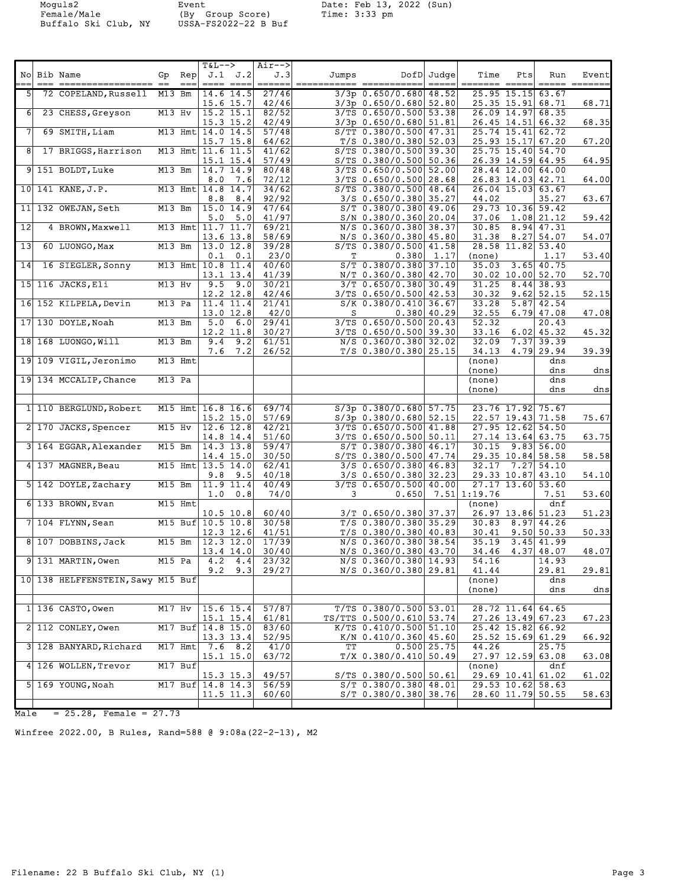Moguls2 | Event | Date: Feb 13, 2022 (Sun)
Female/Male | (By Group Score) | Time: 3:33 pm
Buffalo Ski Club, NY | USSA-FS2022-22 B Buf

| No | Bib | Name | Gp | Rep | T&L--> J.1 | J.2 | Air--> J.3 | Jumps | DofD | Judge | Time | Pts | Run | Event |
|---|---|---|---|---|---|---|---|---|---|---|---|---|---|---|
| 5 | 72 | COPELAND,Russell | M13 | Bm | 14.6 | 14.5 | 27/46 | 3/3p | 0.650/0.680 | 48.52 | 25.95 | 15.15 | 63.67 | |
| | | | | | 15.6 | 15.7 | 42/46 | 3/3p | 0.650/0.680 | 52.80 | 25.35 | 15.91 | 68.71 | 68.71 |
| 6 | 23 | CHESS,Greyson | M13 | Hv | 15.2 | 15.1 | 82/52 | 3/TS | 0.650/0.500 | 53.38 | 26.09 | 14.97 | 68.35 | |
| | | | | | 15.3 | 15.2 | 42/49 | 3/3p | 0.650/0.680 | 51.81 | 26.45 | 14.51 | 66.32 | 68.35 |
| 7 | 69 | SMITH,Liam | M13 | Hmt | 14.0 | 14.5 | 57/48 | S/TT | 0.380/0.500 | 47.31 | 25.74 | 15.41 | 62.72 | |
| | | | | | 15.7 | 15.8 | 64/62 | T/S | 0.380/0.380 | 52.03 | 25.93 | 15.17 | 67.20 | 67.20 |
| 8 | 17 | BRIGGS,Harrison | M13 | Hmt | 11.6 | 11.5 | 41/62 | S/TS | 0.380/0.500 | 39.30 | 25.75 | 15.40 | 54.70 | |
| | | | | | 15.1 | 15.4 | 57/49 | S/TS | 0.380/0.500 | 50.36 | 26.39 | 14.59 | 64.95 | 64.95 |
| 9 | 151 | BOLDT,Luke | M13 | Bm | 14.7 | 14.9 | 80/48 | 3/TS | 0.650/0.500 | 52.00 | 28.44 | 12.00 | 64.00 | |
| | | | | | 8.0 | 7.6 | 72/12 | 3/TS | 0.650/0.500 | 28.68 | 26.83 | 14.03 | 42.71 | 64.00 |
| 10 | 141 | KANE,J.P. | M13 | Hmt | 14.8 | 14.7 | 34/62 | S/TS | 0.380/0.500 | 48.64 | 26.04 | 15.03 | 63.67 | |
| | | | | | 8.8 | 8.4 | 92/92 | 3/S | 0.650/0.380 | 35.27 | 44.02 | | 35.27 | 63.67 |
| 11 | 132 | OWEJAN,Seth | M13 | Bm | 15.0 | 14.9 | 47/64 | S/T | 0.380/0.380 | 49.06 | 29.73 | 10.36 | 59.42 | |
| | | | | | 5.0 | 5.0 | 41/97 | S/N | 0.380/0.360 | 20.04 | 37.06 | 1.08 | 21.12 | 59.42 |
| 12 | 4 | BROWN,Maxwell | M13 | Hmt | 11.7 | 11.7 | 69/21 | N/S | 0.360/0.380 | 38.37 | 30.85 | 8.94 | 47.31 | |
| | | | | | 13.6 | 13.8 | 58/69 | N/S | 0.360/0.380 | 45.80 | 31.38 | 8.27 | 54.07 | 54.07 |
| 13 | 60 | LUONGO,Max | M13 | Bm | 13.0 | 12.8 | 39/28 | S/TS | 0.380/0.500 | 41.58 | 28.58 | 11.82 | 53.40 | |
| | | | | | 0.1 | 0.1 | 23/0 | T | 0.380 | 1.17 | (none) | | 1.17 | 53.40 |
| 14 | 16 | SIEGLER,Sonny | M13 | Hmt | 10.8 | 11.4 | 40/60 | S/T | 0.380/0.380 | 37.10 | 35.03 | 3.65 | 40.75 | |
| | | | | | 13.1 | 13.4 | 41/39 | N/T | 0.360/0.380 | 42.70 | 30.02 | 10.00 | 52.70 | 52.70 |
| 15 | 116 | JACKS,Eli | M13 | Hv | 9.5 | 9.0 | 30/21 | 3/T | 0.650/0.380 | 30.49 | 31.25 | 8.44 | 38.93 | |
| | | | | | 12.2 | 12.8 | 42/46 | 3/TS | 0.650/0.500 | 42.53 | 30.32 | 9.62 | 52.15 | 52.15 |
| 16 | 152 | KILPELA,Devin | M13 | Pa | 11.4 | 11.4 | 21/41 | S/K | 0.380/0.410 | 36.67 | 33.28 | 5.87 | 42.54 | |
| | | | | | 13.0 | 12.8 | 42/0 | S | 0.380 | 40.29 | 32.55 | 6.79 | 47.08 | 47.08 |
| 17 | 130 | DOYLE,Noah | M13 | Bm | 5.0 | 6.0 | 29/41 | 3/TS | 0.650/0.500 | 20.43 | 52.32 | | 20.43 | |
| | | | | | 12.2 | 11.8 | 30/27 | 3/TS | 0.650/0.500 | 39.30 | 33.16 | 6.02 | 45.32 | 45.32 |
| 18 | 168 | LUONGO,Will | M13 | Bm | 9.4 | 9.2 | 61/51 | N/S | 0.360/0.380 | 32.02 | 32.09 | 7.37 | 39.39 | |
| | | | | | 7.6 | 7.2 | 26/52 | T/S | 0.380/0.380 | 25.15 | 34.13 | 4.79 | 29.94 | 39.39 |
| 19 | 109 | VIGIL,Jeronimo | M13 | Hmt | | | | | | | (none) | | dns | |
| | | | | | | | | | | | (none) | | dns | dns |
| 19 | 134 | MCCALIP,Chance | M13 | Pa | | | | | | | (none) | | dns | |
| | | | | | | | | | | | (none) | | dns | dns |
| 1 | 110 | BERGLUND,Robert | M15 | Hmt | 16.8 | 16.6 | 69/74 | S/3p | 0.380/0.680 | 57.75 | 23.76 | 17.92 | 75.67 | |
| | | | | | 15.2 | 15.0 | 57/69 | S/3p | 0.380/0.680 | 52.15 | 22.57 | 19.43 | 71.58 | 75.67 |
| 2 | 170 | JACKS,Spencer | M15 | Hv | 12.6 | 12.8 | 42/21 | 3/TS | 0.650/0.500 | 41.88 | 27.95 | 12.62 | 54.50 | |
| | | | | | 14.8 | 14.4 | 51/60 | 3/TS | 0.650/0.500 | 50.11 | 27.14 | 13.64 | 63.75 | 63.75 |
| 3 | 164 | EGGAR,Alexander | M15 | Bm | 14.3 | 13.8 | 59/47 | S/T | 0.380/0.380 | 46.17 | 30.15 | 9.83 | 56.00 | |
| | | | | | 14.4 | 15.0 | 30/50 | S/TS | 0.380/0.500 | 47.74 | 29.35 | 10.84 | 58.58 | 58.58 |
| 4 | 137 | MAGNER,Beau | M15 | Hmt | 13.5 | 14.0 | 62/41 | 3/S | 0.650/0.380 | 46.83 | 32.17 | 7.27 | 54.10 | |
| | | | | | 9.8 | 9.5 | 40/18 | 3/S | 0.650/0.380 | 32.23 | 29.33 | 10.87 | 43.10 | 54.10 |
| 5 | 142 | DOYLE,Zachary | M15 | Bm | 11.9 | 11.4 | 40/49 | 3/TS | 0.650/0.500 | 40.00 | 27.17 | 13.60 | 53.60 | |
| | | | | | 1.0 | 0.8 | 74/0 | 3 | 0.650 | 7.51 | 1:19.76 | | 7.51 | 53.60 |
| 6 | 133 | BROWN,Evan | M15 | Hmt | | | | | | | (none) | | dnf | |
| | | | | | 10.5 | 10.8 | 60/40 | 3/T | 0.650/0.380 | 37.37 | 26.97 | 13.86 | 51.23 | 51.23 |
| 7 | 104 | FLYNN,Sean | M15 | Buf | 10.5 | 10.8 | 30/58 | T/S | 0.380/0.380 | 35.29 | 30.83 | 8.97 | 44.26 | |
| | | | | | 12.3 | 12.6 | 41/51 | T/S | 0.380/0.380 | 40.83 | 30.41 | 9.50 | 50.33 | 50.33 |
| 8 | 107 | DOBBINS,Jack | M15 | Bm | 12.3 | 12.0 | 17/39 | N/S | 0.360/0.380 | 38.54 | 35.19 | 3.45 | 41.99 | |
| | | | | | 13.4 | 14.0 | 30/40 | N/S | 0.360/0.380 | 43.70 | 34.46 | 4.37 | 48.07 | 48.07 |
| 9 | 131 | MARTIN,Owen | M15 | Pa | 4.2 | 4.4 | 23/32 | N/S | 0.360/0.380 | 14.93 | 54.16 | | 14.93 | |
| | | | | | 9.2 | 9.3 | 29/27 | N/S | 0.360/0.380 | 29.81 | 41.44 | | 29.81 | 29.81 |
| 10 | 138 | HELFFENSTEIN,Sawy | M15 | Buf | | | | | | | (none) | | dns | |
| | | | | | | | | | | | (none) | | dns | dns |
| 1 | 136 | CASTO,Owen | M17 | Hv | 15.6 | 15.4 | 57/87 | T/TS | 0.380/0.500 | 53.01 | 28.72 | 11.64 | 64.65 | |
| | | | | | 15.1 | 15.4 | 61/81 | TS/TTS | 0.500/0.610 | 53.74 | 27.26 | 13.49 | 67.23 | 67.23 |
| 2 | 112 | CONLEY,Owen | M17 | Buf | 14.8 | 15.0 | 83/60 | K/TS | 0.410/0.500 | 51.10 | 25.42 | 15.82 | 66.92 | |
| | | | | | 13.3 | 13.4 | 52/95 | K/N | 0.410/0.360 | 45.60 | 25.52 | 15.69 | 61.29 | 66.92 |
| 3 | 128 | BANYARD,Richard | M17 | Hmt | 7.6 | 8.2 | 41/0 | TT | 0.500 | 25.75 | 44.26 | | 25.75 | |
| | | | | | 15.1 | 15.0 | 63/72 | T/X | 0.380/0.410 | 50.49 | 27.97 | 12.59 | 63.08 | 63.08 |
| 4 | 126 | WOLLEN,Trevor | M17 | Buf | | | | | | | (none) | | dnf | |
| | | | | | 15.3 | 15.3 | 49/57 | S/TS | 0.380/0.500 | 50.61 | 29.69 | 10.41 | 61.02 | 61.02 |
| 5 | 169 | YOUNG,Noah | M17 | Buf | 14.8 | 14.3 | 56/59 | S/T | 0.380/0.380 | 48.01 | 29.53 | 10.62 | 58.63 | |
| | | | | | 11.5 | 11.3 | 60/60 | S/T | 0.380/0.380 | 38.76 | 28.60 | 11.79 | 50.55 | 58.63 |

Male = 25.28, Female = 27.73

Winfree 2022.00, B Rules, Rand=588 @ 9:08a(22-2-13), M2

Filename: 22 B Buffalo Ski Club, NY (1)